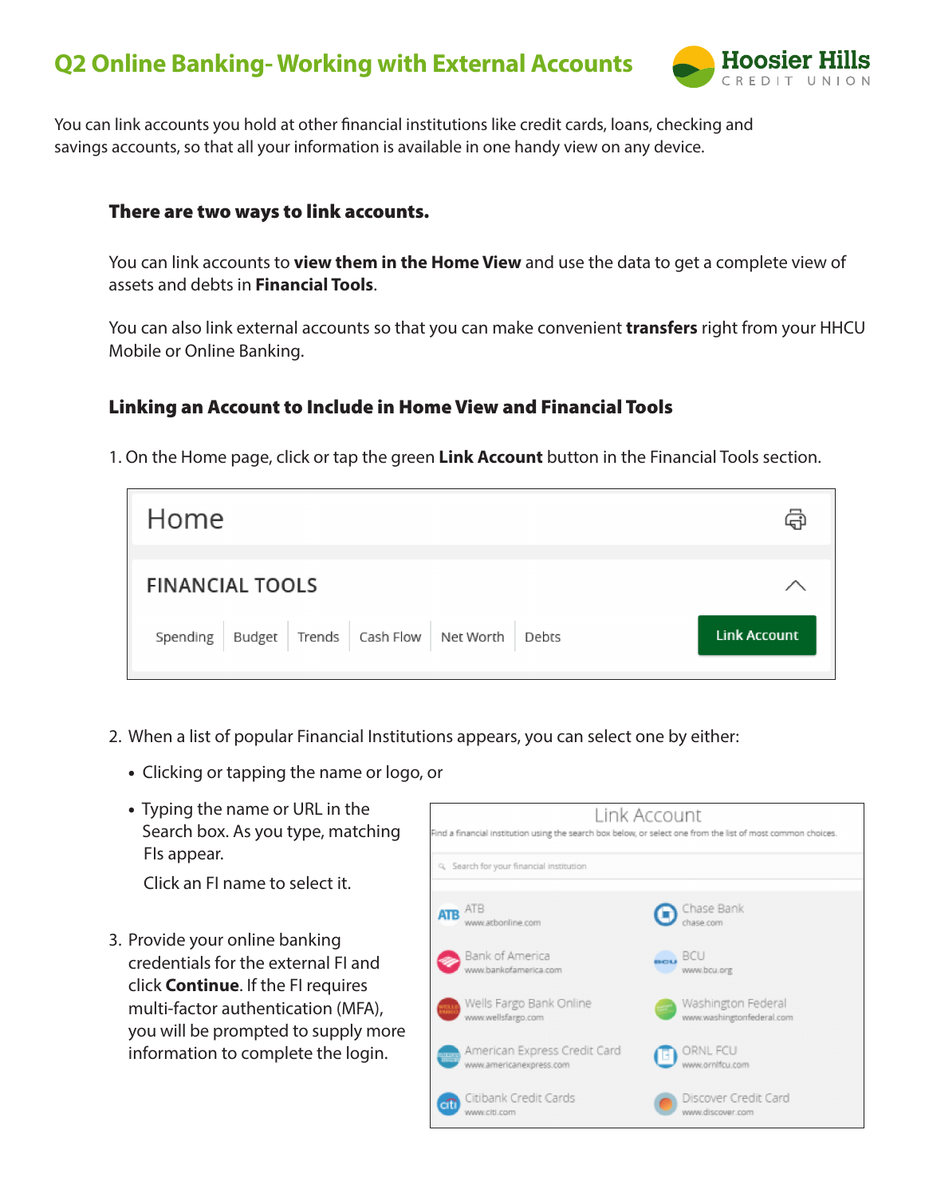# Q2 Online Banking- Working with External Accounts

Hoosier Hills CREDIT UNION

You can link accounts you hold at other financial institutions like credit cards, loans, checking and savings accounts, so that all your information is available in one handy view on any device.

### There are two ways to link accounts.

You can link accounts to **view them in the Home View** and use the data to get a complete view of assets and debts in **Financial Tools**.

You can also link external accounts so that you can make convenient **transfers** right from your HHCU Mobile or Online Banking.

### Linking an Account to Include in Home View and Financial Tools

1. On the Home page, click or tap the green **Link Account** button in the Financial Tools section.

Home

FINANCIAL TOOLS

Spending | Budget | Trends | Cash Flow | Net Worth | Debts | Link Account

2. When a list of popular Financial Institutions appears, you can select one by either:
   - Clicking or tapping the name or logo, or
   - Typing the name or URL in the Search box. As you type, matching FIs appear.

     Click an FI name to select it.

3. Provide your online banking credentials for the external FI and click **Continue**. If the FI requires multi-factor authentication (MFA), you will be prompted to supply more information to complete the login.

Link Account

Find a financial institution using the search box below, or select one from the list of most common choices.

Search for your financial institution

| | |
|---|---|
| ATB www.atbonline.com | Chase Bank chase.com |
| Bank of America www.bankofamerica.com | BCU www.bcu.org |
| Wells Fargo Bank Online www.wellsfargo.com | Washington Federal www.washingtonfederal.com |
| American Express Credit Card www.americanexpress.com | ORNL FCU www.ornlfcu.com |
| Citibank Credit Cards www.citi.com | Discover Credit Card www.discover.com |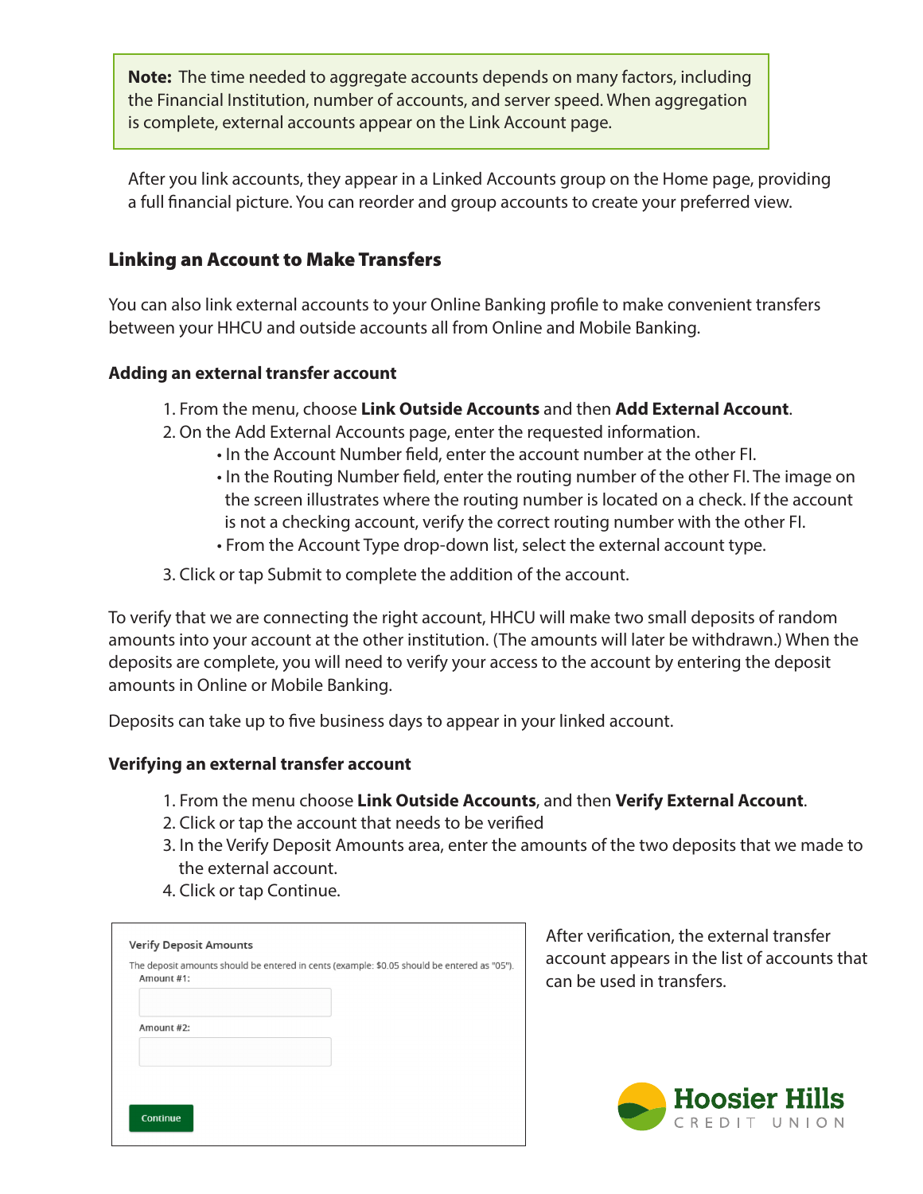**Note:** The time needed to aggregate accounts depends on many factors, including the Financial Institution, number of accounts, and server speed. When aggregation is complete, external accounts appear on the Link Account page.

After you link accounts, they appear in a Linked Accounts group on the Home page, providing a full financial picture. You can reorder and group accounts to create your preferred view.

## Linking an Account to Make Transfers

You can also link external accounts to your Online Banking profile to make convenient transfers between your HHCU and outside accounts all from Online and Mobile Banking.

### Adding an external transfer account

1. From the menu, choose **Link Outside Accounts** and then **Add External Account**.
2. On the Add External Accounts page, enter the requested information.
   - In the Account Number field, enter the account number at the other FI.
   - In the Routing Number field, enter the routing number of the other FI. The image on the screen illustrates where the routing number is located on a check. If the account is not a checking account, verify the correct routing number with the other FI.
   - From the Account Type drop-down list, select the external account type.
3. Click or tap Submit to complete the addition of the account.

To verify that we are connecting the right account, HHCU will make two small deposits of random amounts into your account at the other institution. (The amounts will later be withdrawn.) When the deposits are complete, you will need to verify your access to the account by entering the deposit amounts in Online or Mobile Banking.

Deposits can take up to five business days to appear in your linked account.

### Verifying an external transfer account

1. From the menu choose **Link Outside Accounts**, and then **Verify External Account**.
2. Click or tap the account that needs to be verified
3. In the Verify Deposit Amounts area, enter the amounts of the two deposits that we made to the external account.
4. Click or tap Continue.

Verify Deposit Amounts

The deposit amounts should be entered in cents (example: $0.05 should be entered as "05").

Amount #1:

Amount #2:

Continue

After verification, the external transfer account appears in the list of accounts that can be used in transfers.

Hoosier Hills CREDIT UNION